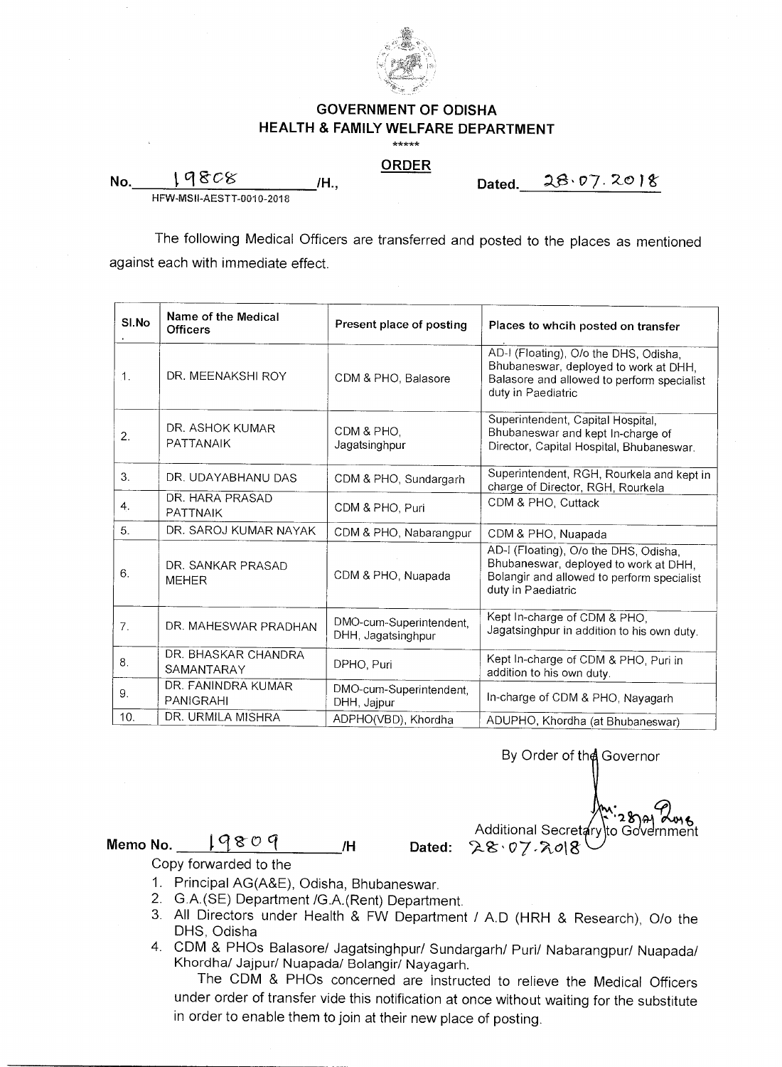# GOVERNMENT OF ODISHA
## HEALTH & FAMILY WELFARE DEPARTMENT

\*\*\*\*\*

**ORDER**

No. 19808 /H., Dated. 28.07.2018
HFW-MSII-AESTT-0010-2018

The following Medical Officers are transferred and posted to the places as mentioned against each with immediate effect.

| Sl.No | Name of the Medical Officers | Present place of posting | Places to whcih posted on transfer |
|---|---|---|---|
| 1. | DR. MEENAKSHI ROY | CDM & PHO, Balasore | AD-I (Floating), O/o the DHS, Odisha, Bhubaneswar, deployed to work at DHH, Balasore and allowed to perform specialist duty in Paediatric |
| 2. | DR. ASHOK KUMAR PATTANAIK | CDM & PHO, Jagatsinghpur | Superintendent, Capital Hospital, Bhubaneswar and kept In-charge of Director, Capital Hospital, Bhubaneswar. |
| 3. | DR. UDAYABHANU DAS | CDM & PHO, Sundargarh | Superintendent, RGH, Rourkela and kept in charge of Director, RGH, Rourkela |
| 4. | DR. HARA PRASAD PATTNAIK | CDM & PHO, Puri | CDM & PHO, Cuttack |
| 5. | DR. SAROJ KUMAR NAYAK | CDM & PHO, Nabarangpur | CDM & PHO, Nuapada |
| 6. | DR. SANKAR PRASAD MEHER | CDM & PHO, Nuapada | AD-I (Floating), O/o the DHS, Odisha, Bhubaneswar, deployed to work at DHH, Bolangir and allowed to perform specialist duty in Paediatric |
| 7. | DR. MAHESWAR PRADHAN | DMO-cum-Superintendent, DHH, Jagatsinghpur | Kept In-charge of CDM & PHO, Jagatsinghpur in addition to his own duty. |
| 8. | DR. BHASKAR CHANDRA SAMANTARAY | DPHO, Puri | Kept In-charge of CDM & PHO, Puri in addition to his own duty. |
| 9. | DR. FANINDRA KUMAR PANIGRAHI | DMO-cum-Superintendent, DHH, Jajpur | In-charge of CDM & PHO, Nayagarh |
| 10. | DR. URMILA MISHRA | ADPHO(VBD), Khordha | ADUPHO, Khordha (at Bhubaneswar) |

By Order of the Governor

28/07/2018

Additional Secretary to Government

Memo No. 19809 /H Dated: 28.07.2018

Copy forwarded to the

1. Principal AG(A&E), Odisha, Bhubaneswar.
2. G.A.(SE) Department /G.A.(Rent) Department.
3. All Directors under Health & FW Department / A.D (HRH & Research), O/o the DHS, Odisha
4. CDM & PHOs Balasore/ Jagatsinghpur/ Sundargarh/ Puri/ Nabarangpur/ Nuapada/ Khordha/ Jajpur/ Nuapada/ Bolangir/ Nayagarh.

   The CDM & PHOs concerned are instructed to relieve the Medical Officers under order of transfer vide this notification at once without waiting for the substitute in order to enable them to join at their new place of posting.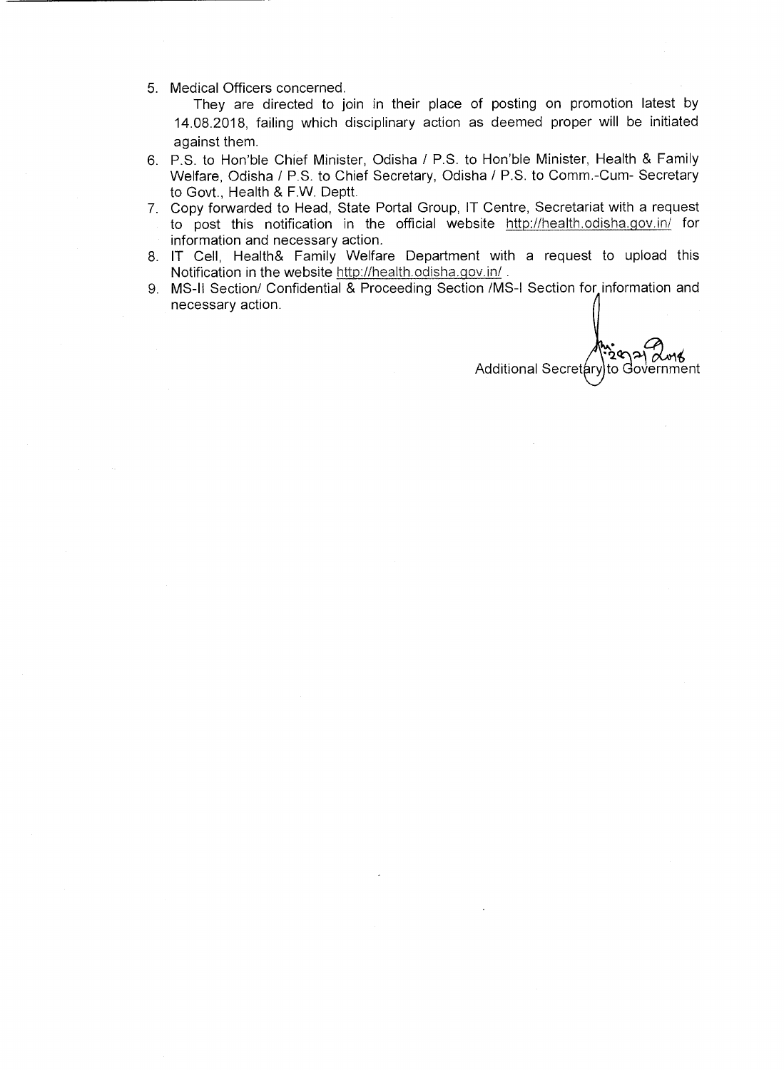5. Medical Officers concerned.

   They are directed to join in their place of posting on promotion latest by 14.08.2018, failing which disciplinary action as deemed proper will be initiated against them.

6. P.S. to Hon'ble Chief Minister, Odisha / P.S. to Hon'ble Minister, Health & Family Welfare, Odisha / P.S. to Chief Secretary, Odisha / P.S. to Comm.-Cum- Secretary to Govt., Health & F.W. Deptt.
7. Copy forwarded to Head, State Portal Group, IT Centre, Secretariat with a request to post this notification in the official website http://health.odisha.gov.in/ for information and necessary action.
8. IT Cell, Health& Family Welfare Department with a request to upload this Notification in the website http://health.odisha.gov.in/ .
9. MS-II Section/ Confidential & Proceeding Section /MS-I Section for information and necessary action.

29/7/2018

Additional Secretary to Government